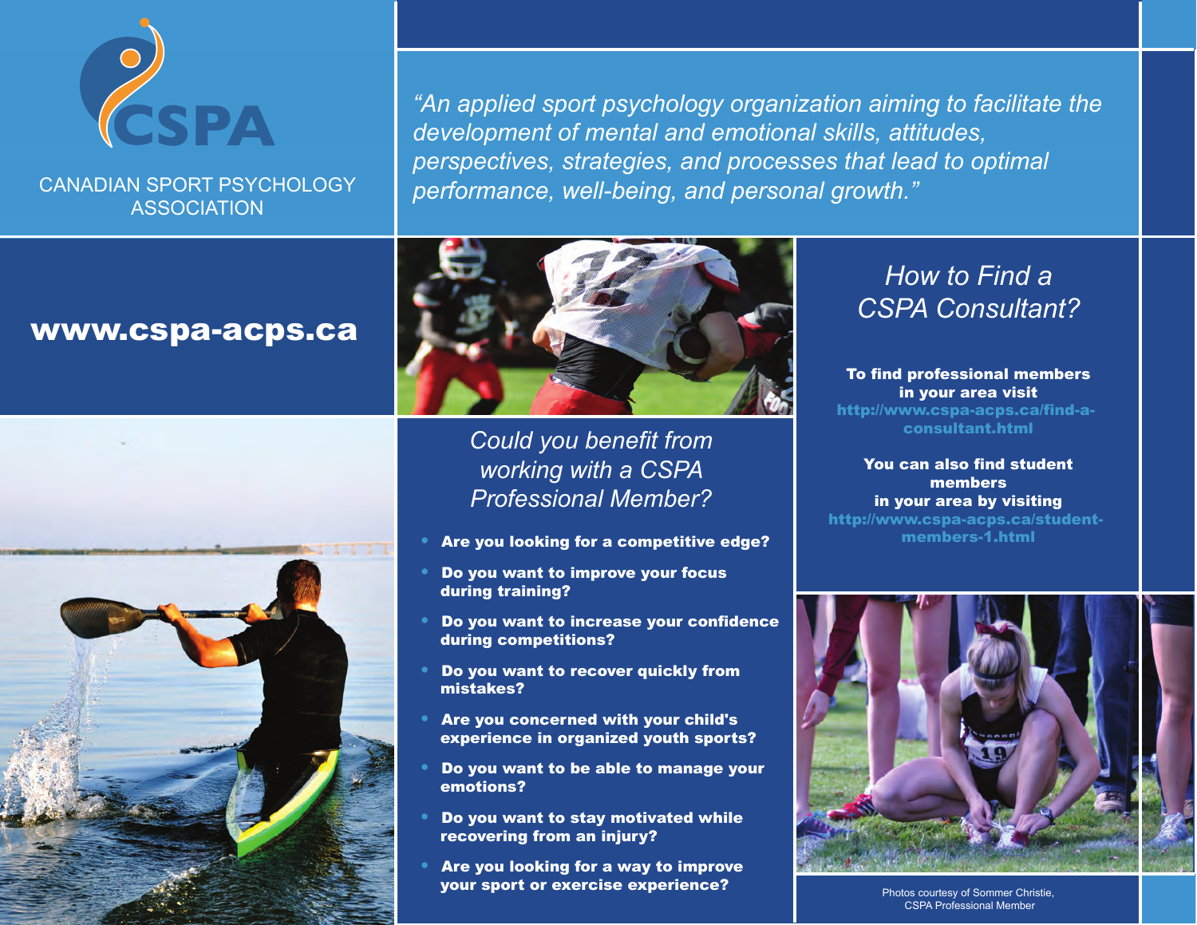# CSPA

CANADIAN SPORT PSYCHOLOGY ASSOCIATION

*"An applied sport psychology organization aiming to facilitate the development of mental and emotional skills, attitudes, perspectives, strategies, and processes that lead to optimal performance, well-being, and personal growth."*

**www.cspa-acps.ca**

## *Could you benefit from working with a CSPA Professional Member?*

- **Are you looking for a competitive edge?**
- **Do you want to improve your focus during training?**
- **Do you want to increase your confidence during competitions?**
- **Do you want to recover quickly from mistakes?**
- **Are you concerned with your child's experience in organized youth sports?**
- **Do you want to be able to manage your emotions?**
- **Do you want to stay motivated while recovering from an injury?**
- **Are you looking for a way to improve your sport or exercise experience?**

## *How to Find a CSPA Consultant?*

**To find professional members in your area visit**
**http://www.cspa-acps.ca/find-a-consultant.html**

**You can also find student members in your area by visiting**
**http://www.cspa-acps.ca/student-members-1.html**

Photos courtesy of Sommer Christie, CSPA Professional Member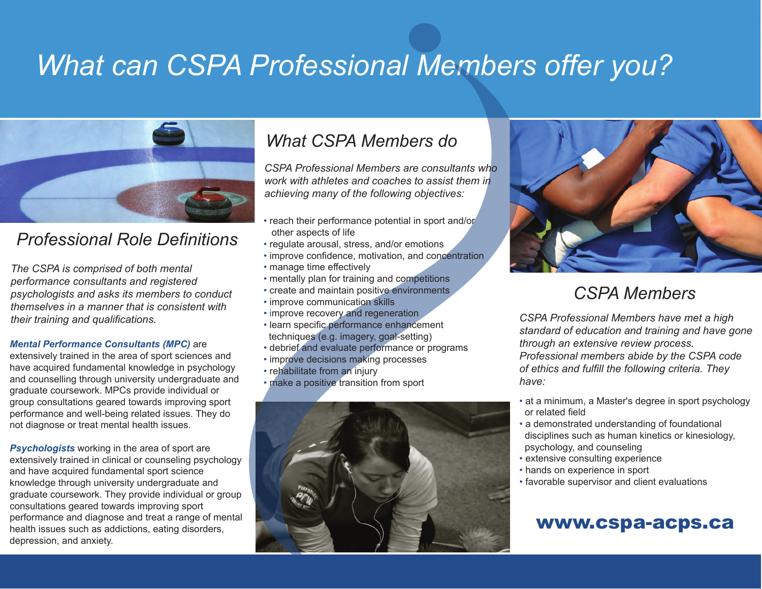# What can CSPA Professional Members offer you?

## Professional Role Definitions

*The CSPA is comprised of both mental performance consultants and registered psychologists and asks its members to conduct themselves in a manner that is consistent with their training and qualifications.*

***Mental Performance Consultants (MPC)*** are extensively trained in the area of sport sciences and have acquired fundamental knowledge in psychology and counselling through university undergraduate and graduate coursework. MPCs provide individual or group consultations geared towards improving sport performance and well-being related issues. They do not diagnose or treat mental health issues.

***Psychologists*** working in the area of sport are extensively trained in clinical or counseling psychology and have acquired fundamental sport science knowledge through university undergraduate and graduate coursework. They provide individual or group consultations geared towards improving sport performance and diagnose and treat a range of mental health issues such as addictions, eating disorders, depression, and anxiety.

## What CSPA Members do

*CSPA Professional Members are consultants who work with athletes and coaches to assist them in achieving many of the following objectives:*

- reach their performance potential in sport and/or other aspects of life
- regulate arousal, stress, and/or emotions
- improve confidence, motivation, and concentration
- manage time effectively
- mentally plan for training and competitions
- create and maintain positive environments
- improve communication skills
- improve recovery and regeneration
- learn specific performance enhancement techniques (e.g. imagery, goal-setting)
- debrief and evaluate performance or programs
- improve decisions making processes
- rehabilitate from an injury
- make a positive transition from sport

## CSPA Members

*CSPA Professional Members have met a high standard of education and training and have gone through an extensive review process. Professional members abide by the CSPA code of ethics and fulfill the following criteria. They have:*

- at a minimum, a Master's degree in sport psychology or related field
- a demonstrated understanding of foundational disciplines such as human kinetics or kinesiology, psychology, and counseling
- extensive consulting experience
- hands on experience in sport
- favorable supervisor and client evaluations

**www.cspa-acps.ca**